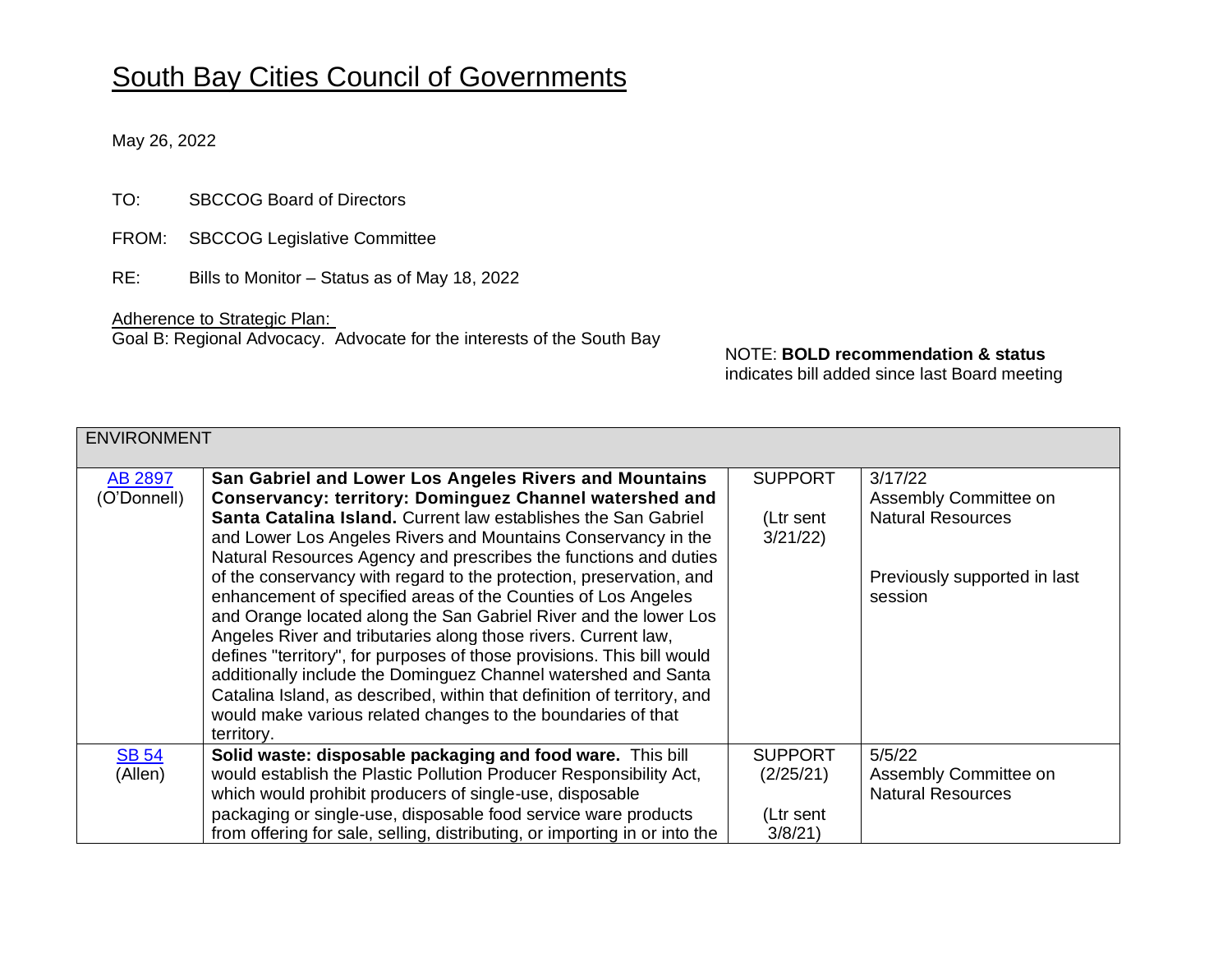# South Bay Cities Council of Governments

May 26, 2022

TO: SBCCOG Board of Directors

FROM: SBCCOG Legislative Committee

RE: Bills to Monitor – Status as of May 18, 2022

Adherence to Strategic Plan:
Goal B: Regional Advocacy. Advocate for the interests of the South Bay

NOTE: **BOLD recommendation & status** indicates bill added since last Board meeting

| ENVIRONMENT | | | |
|---|---|---|---|
| AB 2897 (O'Donnell) | **San Gabriel and Lower Los Angeles Rivers and Mountains Conservancy: territory: Dominguez Channel watershed and Santa Catalina Island.** Current law establishes the San Gabriel and Lower Los Angeles Rivers and Mountains Conservancy in the Natural Resources Agency and prescribes the functions and duties of the conservancy with regard to the protection, preservation, and enhancement of specified areas of the Counties of Los Angeles and Orange located along the San Gabriel River and the lower Los Angeles River and tributaries along those rivers. Current law, defines "territory", for purposes of those provisions. This bill would additionally include the Dominguez Channel watershed and Santa Catalina Island, as described, within that definition of territory, and would make various related changes to the boundaries of that territory. | SUPPORT<br><br>(Ltr sent 3/21/22) | 3/17/22<br>Assembly Committee on Natural Resources<br><br>Previously supported in last session |
| SB 54 (Allen) | **Solid waste: disposable packaging and food ware.** This bill would establish the Plastic Pollution Producer Responsibility Act, which would prohibit producers of single-use, disposable packaging or single-use, disposable food service ware products from offering for sale, selling, distributing, or importing in or into the | SUPPORT (2/25/21)<br><br>(Ltr sent 3/8/21) | 5/5/22<br>Assembly Committee on Natural Resources |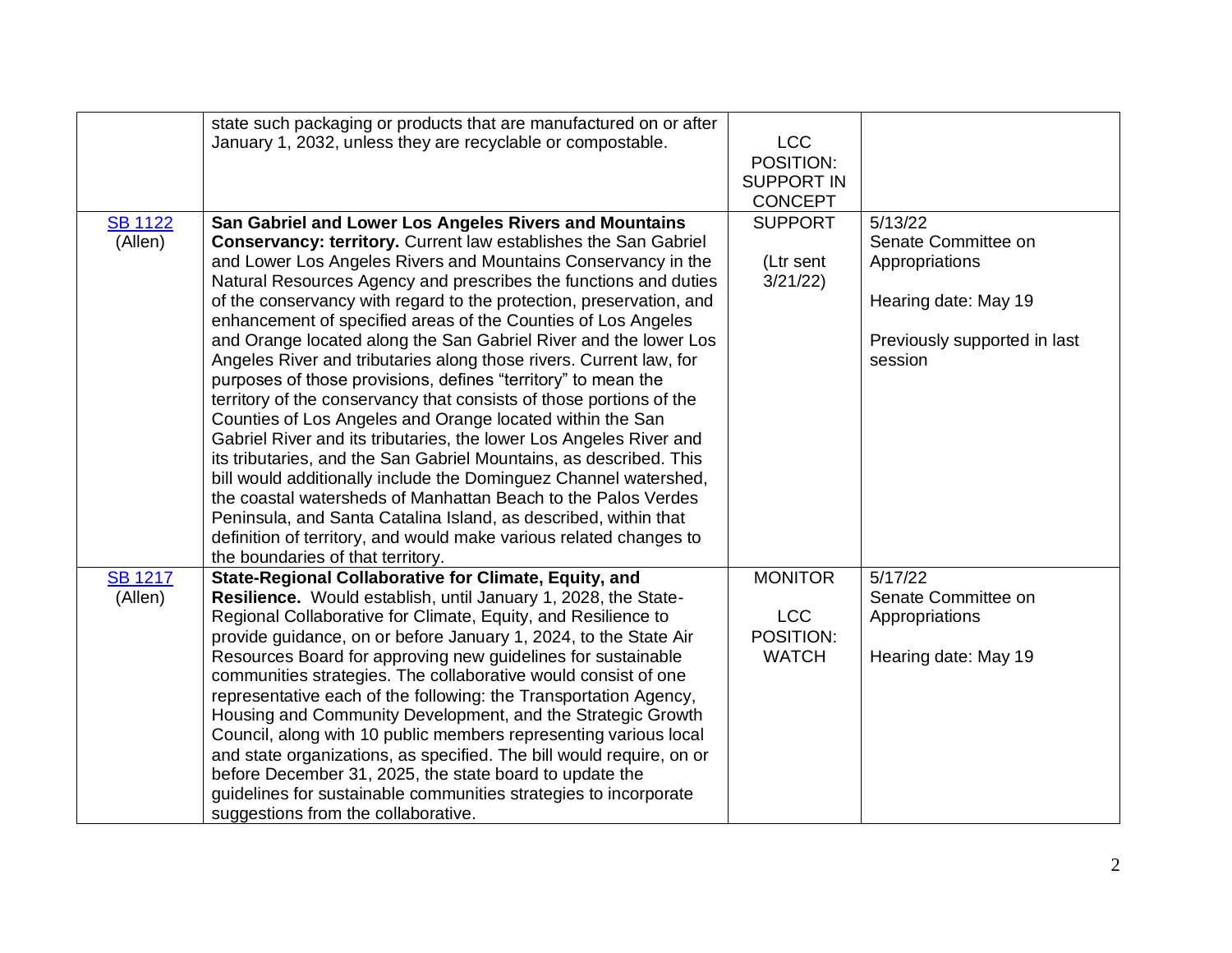| | | | |
|---|---|---|---|
| | state such packaging or products that are manufactured on or after January 1, 2032, unless they are recyclable or compostable. | LCC POSITION: SUPPORT IN CONCEPT | |
| [SB 1122](#) (Allen) | **San Gabriel and Lower Los Angeles Rivers and Mountains Conservancy: territory.** Current law establishes the San Gabriel and Lower Los Angeles Rivers and Mountains Conservancy in the Natural Resources Agency and prescribes the functions and duties of the conservancy with regard to the protection, preservation, and enhancement of specified areas of the Counties of Los Angeles and Orange located along the San Gabriel River and the lower Los Angeles River and tributaries along those rivers. Current law, for purposes of those provisions, defines "territory" to mean the territory of the conservancy that consists of those portions of the Counties of Los Angeles and Orange located within the San Gabriel River and its tributaries, the lower Los Angeles River and its tributaries, and the San Gabriel Mountains, as described. This bill would additionally include the Dominguez Channel watershed, the coastal watersheds of Manhattan Beach to the Palos Verdes Peninsula, and Santa Catalina Island, as described, within that definition of territory, and would make various related changes to the boundaries of that territory. | SUPPORT<br><br>(Ltr sent 3/21/22) | 5/13/22<br>Senate Committee on Appropriations<br><br>Hearing date: May 19<br><br>Previously supported in last session |
| [SB 1217](#) (Allen) | **State-Regional Collaborative for Climate, Equity, and Resilience.** Would establish, until January 1, 2028, the State-Regional Collaborative for Climate, Equity, and Resilience to provide guidance, on or before January 1, 2024, to the State Air Resources Board for approving new guidelines for sustainable communities strategies. The collaborative would consist of one representative each of the following: the Transportation Agency, Housing and Community Development, and the Strategic Growth Council, along with 10 public members representing various local and state organizations, as specified. The bill would require, on or before December 31, 2025, the state board to update the guidelines for sustainable communities strategies to incorporate suggestions from the collaborative. | MONITOR<br><br>LCC POSITION: WATCH | 5/17/22<br>Senate Committee on Appropriations<br><br>Hearing date: May 19 |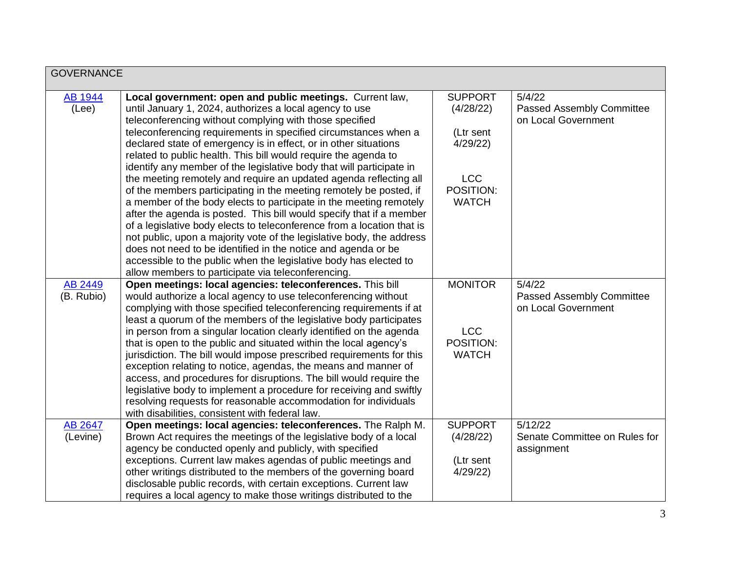| GOVERNANCE | | | |
|---|---|---|---|
| AB 1944 (Lee) | **Local government: open and public meetings.** Current law, until January 1, 2024, authorizes a local agency to use teleconferencing without complying with those specified teleconferencing requirements in specified circumstances when a declared state of emergency is in effect, or in other situations related to public health. This bill would require the agenda to identify any member of the legislative body that will participate in the meeting remotely and require an updated agenda reflecting all of the members participating in the meeting remotely be posted, if a member of the body elects to participate in the meeting remotely after the agenda is posted. This bill would specify that if a member of a legislative body elects to teleconference from a location that is not public, upon a majority vote of the legislative body, the address does not need to be identified in the notice and agenda or be accessible to the public when the legislative body has elected to allow members to participate via teleconferencing. | SUPPORT (4/28/22) (Ltr sent 4/29/22) LCC POSITION: WATCH | 5/4/22 Passed Assembly Committee on Local Government |
| AB 2449 (B. Rubio) | **Open meetings: local agencies: teleconferences.** This bill would authorize a local agency to use teleconferencing without complying with those specified teleconferencing requirements if at least a quorum of the members of the legislative body participates in person from a singular location clearly identified on the agenda that is open to the public and situated within the local agency's jurisdiction. The bill would impose prescribed requirements for this exception relating to notice, agendas, the means and manner of access, and procedures for disruptions. The bill would require the legislative body to implement a procedure for receiving and swiftly resolving requests for reasonable accommodation for individuals with disabilities, consistent with federal law. | MONITOR LCC POSITION: WATCH | 5/4/22 Passed Assembly Committee on Local Government |
| AB 2647 (Levine) | **Open meetings: local agencies: teleconferences.** The Ralph M. Brown Act requires the meetings of the legislative body of a local agency be conducted openly and publicly, with specified exceptions. Current law makes agendas of public meetings and other writings distributed to the members of the governing board disclosable public records, with certain exceptions. Current law requires a local agency to make those writings distributed to the | SUPPORT (4/28/22) (Ltr sent 4/29/22) | 5/12/22 Senate Committee on Rules for assignment |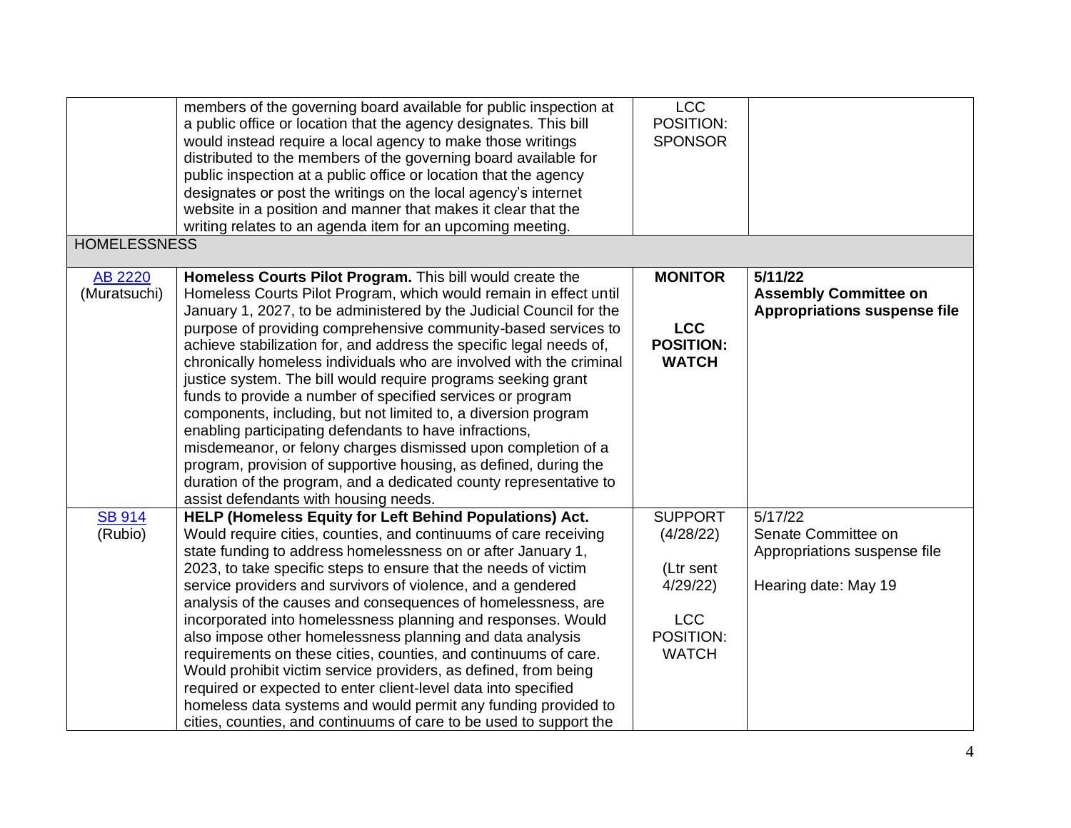| | | | |
|---|---|---|---|
| | members of the governing board available for public inspection at a public office or location that the agency designates. This bill would instead require a local agency to make those writings distributed to the members of the governing board available for public inspection at a public office or location that the agency designates or post the writings on the local agency's internet website in a position and manner that makes it clear that the writing relates to an agenda item for an upcoming meeting. | LCC POSITION: SPONSOR | |
| HOMELESSNESS | | | |
| AB 2220 (Muratsuchi) | **Homeless Courts Pilot Program.** This bill would create the Homeless Courts Pilot Program, which would remain in effect until January 1, 2027, to be administered by the Judicial Council for the purpose of providing comprehensive community-based services to achieve stabilization for, and address the specific legal needs of, chronically homeless individuals who are involved with the criminal justice system. The bill would require programs seeking grant funds to provide a number of specified services or program components, including, but not limited to, a diversion program enabling participating defendants to have infractions, misdemeanor, or felony charges dismissed upon completion of a program, provision of supportive housing, as defined, during the duration of the program, and a dedicated county representative to assist defendants with housing needs. | **MONITOR**<br><br>**LCC POSITION: WATCH** | **5/11/22**<br>**Assembly Committee on Appropriations suspense file** |
| SB 914 (Rubio) | **HELP (Homeless Equity for Left Behind Populations) Act.** Would require cities, counties, and continuums of care receiving state funding to address homelessness on or after January 1, 2023, to take specific steps to ensure that the needs of victim service providers and survivors of violence, and a gendered analysis of the causes and consequences of homelessness, are incorporated into homelessness planning and responses. Would also impose other homelessness planning and data analysis requirements on these cities, counties, and continuums of care. Would prohibit victim service providers, as defined, from being required or expected to enter client-level data into specified homeless data systems and would permit any funding provided to cities, counties, and continuums of care to be used to support the | SUPPORT (4/28/22)<br><br>(Ltr sent 4/29/22)<br><br>LCC POSITION: WATCH | 5/17/22<br>Senate Committee on Appropriations suspense file<br><br>Hearing date: May 19 |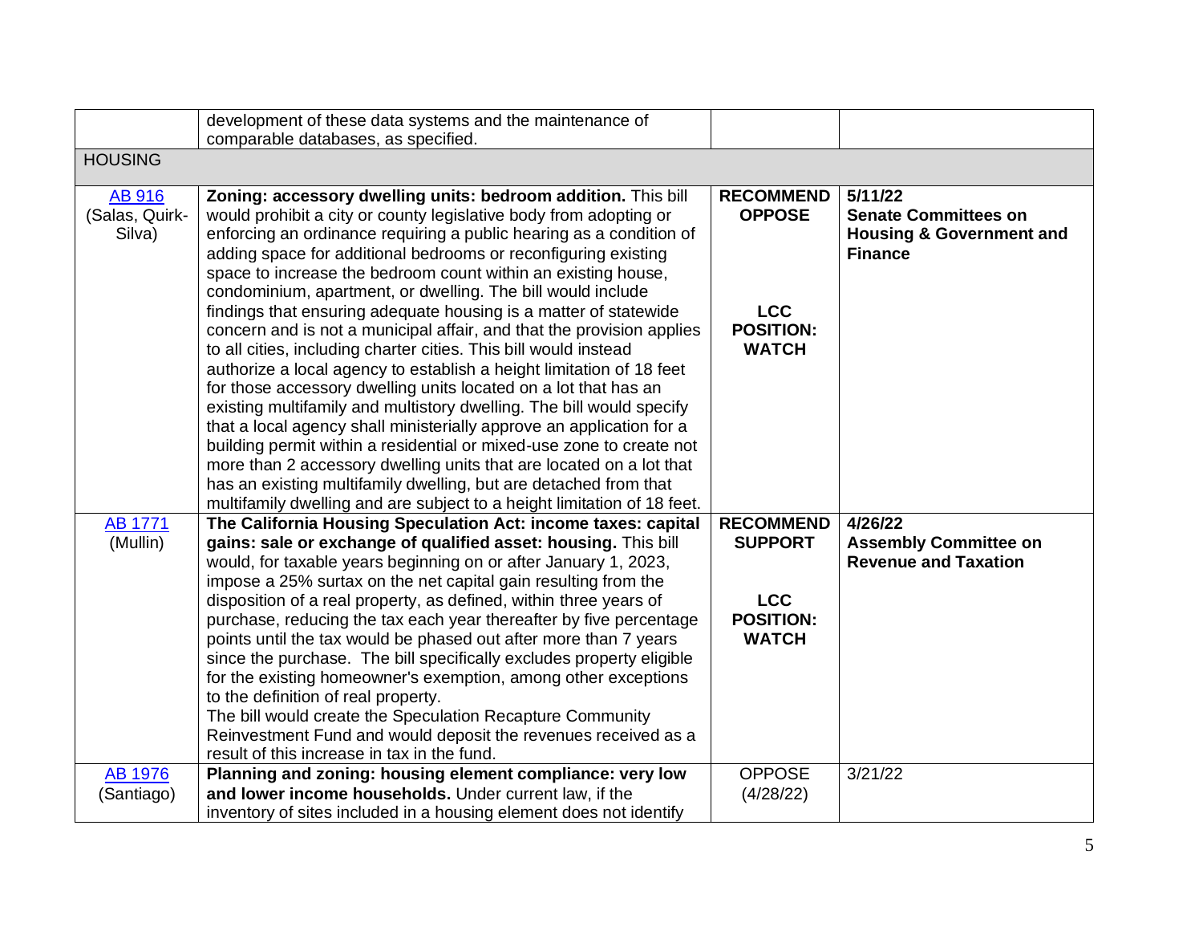| | | | |
|---|---|---|---|
| | development of these data systems and the maintenance of comparable databases, as specified. | | |
| HOUSING | | | |
| [AB 916](AB 916) (Salas, Quirk-Silva) | **Zoning: accessory dwelling units: bedroom addition.** This bill would prohibit a city or county legislative body from adopting or enforcing an ordinance requiring a public hearing as a condition of adding space for additional bedrooms or reconfiguring existing space to increase the bedroom count within an existing house, condominium, apartment, or dwelling. The bill would include findings that ensuring adequate housing is a matter of statewide concern and is not a municipal affair, and that the provision applies to all cities, including charter cities. This bill would instead authorize a local agency to establish a height limitation of 18 feet for those accessory dwelling units located on a lot that has an existing multifamily and multistory dwelling. The bill would specify that a local agency shall ministerially approve an application for a building permit within a residential or mixed-use zone to create not more than 2 accessory dwelling units that are located on a lot that has an existing multifamily dwelling, but are detached from that multifamily dwelling and are subject to a height limitation of 18 feet. | **RECOMMEND OPPOSE**<br><br>**LCC POSITION: WATCH** | **5/11/22 Senate Committees on Housing & Government and Finance** |
| AB 1771 (Mullin) | **The California Housing Speculation Act: income taxes: capital gains: sale or exchange of qualified asset: housing.** This bill would, for taxable years beginning on or after January 1, 2023, impose a 25% surtax on the net capital gain resulting from the disposition of a real property, as defined, within three years of purchase, reducing the tax each year thereafter by five percentage points until the tax would be phased out after more than 7 years since the purchase. The bill specifically excludes property eligible for the existing homeowner's exemption, among other exceptions to the definition of real property.<br>The bill would create the Speculation Recapture Community Reinvestment Fund and would deposit the revenues received as a result of this increase in tax in the fund. | **RECOMMEND SUPPORT**<br><br>**LCC POSITION: WATCH** | **4/26/22 Assembly Committee on Revenue and Taxation** |
| AB 1976 (Santiago) | **Planning and zoning: housing element compliance: very low and lower income households.** Under current law, if the inventory of sites included in a housing element does not identify | OPPOSE (4/28/22) | 3/21/22 |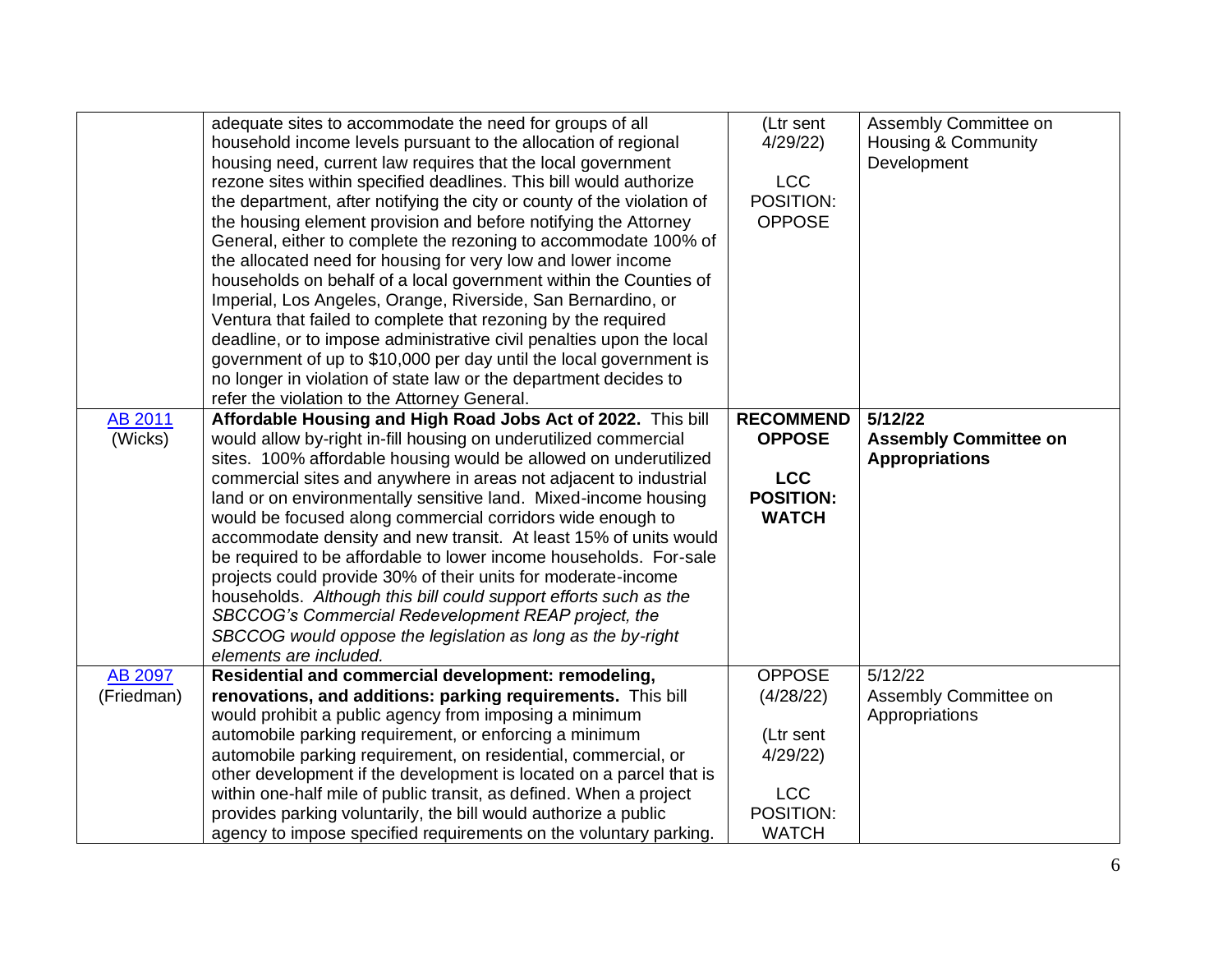| | | | |
|---|---|---|---|
| | adequate sites to accommodate the need for groups of all household income levels pursuant to the allocation of regional housing need, current law requires that the local government rezone sites within specified deadlines. This bill would authorize the department, after notifying the city or county of the violation of the housing element provision and before notifying the Attorney General, either to complete the rezoning to accommodate 100% of the allocated need for housing for very low and lower income households on behalf of a local government within the Counties of Imperial, Los Angeles, Orange, Riverside, San Bernardino, or Ventura that failed to complete that rezoning by the required deadline, or to impose administrative civil penalties upon the local government of up to $10,000 per day until the local government is no longer in violation of state law or the department decides to refer the violation to the Attorney General. | (Ltr sent 4/29/22)<br><br>LCC POSITION: OPPOSE | Assembly Committee on Housing & Community Development |
| AB 2011 (Wicks) | **Affordable Housing and High Road Jobs Act of 2022.** This bill would allow by-right in-fill housing on underutilized commercial sites. 100% affordable housing would be allowed on underutilized commercial sites and anywhere in areas not adjacent to industrial land or on environmentally sensitive land. Mixed-income housing would be focused along commercial corridors wide enough to accommodate density and new transit. At least 15% of units would be required to be affordable to lower income households. For-sale projects could provide 30% of their units for moderate-income households. *Although this bill could support efforts such as the SBCCOG's Commercial Redevelopment REAP project, the SBCCOG would oppose the legislation as long as the by-right elements are included.* | **RECOMMEND OPPOSE**<br><br>**LCC POSITION: WATCH** | **5/12/22**<br>**Assembly Committee on Appropriations** |
| AB 2097 (Friedman) | **Residential and commercial development: remodeling, renovations, and additions: parking requirements.** This bill would prohibit a public agency from imposing a minimum automobile parking requirement, or enforcing a minimum automobile parking requirement, on residential, commercial, or other development if the development is located on a parcel that is within one-half mile of public transit, as defined. When a project provides parking voluntarily, the bill would authorize a public agency to impose specified requirements on the voluntary parking. | OPPOSE (4/28/22)<br><br>(Ltr sent 4/29/22)<br><br>LCC POSITION: WATCH | 5/12/22<br>Assembly Committee on Appropriations |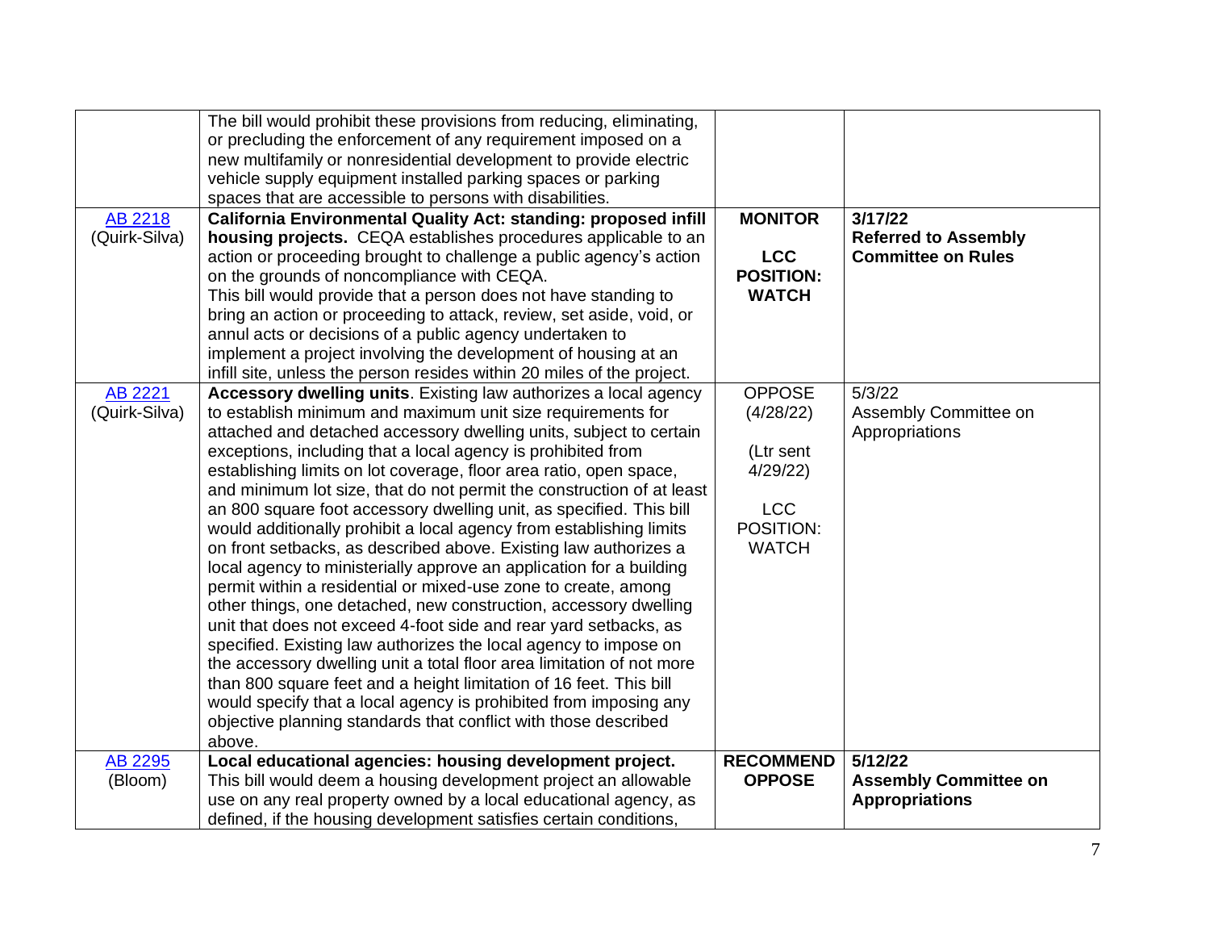| | | | |
|---|---|---|---|
| | The bill would prohibit these provisions from reducing, eliminating, or precluding the enforcement of any requirement imposed on a new multifamily or nonresidential development to provide electric vehicle supply equipment installed parking spaces or parking spaces that are accessible to persons with disabilities. | | |
| AB 2218 (Quirk-Silva) | **California Environmental Quality Act: standing: proposed infill housing projects.** CEQA establishes procedures applicable to an action or proceeding brought to challenge a public agency's action on the grounds of noncompliance with CEQA. This bill would provide that a person does not have standing to bring an action or proceeding to attack, review, set aside, void, or annul acts or decisions of a public agency undertaken to implement a project involving the development of housing at an infill site, unless the person resides within 20 miles of the project. | **MONITOR**<br><br>**LCC POSITION: WATCH** | **3/17/22**<br>**Referred to Assembly Committee on Rules** |
| AB 2221 (Quirk-Silva) | **Accessory dwelling units**. Existing law authorizes a local agency to establish minimum and maximum unit size requirements for attached and detached accessory dwelling units, subject to certain exceptions, including that a local agency is prohibited from establishing limits on lot coverage, floor area ratio, open space, and minimum lot size, that do not permit the construction of at least an 800 square foot accessory dwelling unit, as specified. This bill would additionally prohibit a local agency from establishing limits on front setbacks, as described above. Existing law authorizes a local agency to ministerially approve an application for a building permit within a residential or mixed-use zone to create, among other things, one detached, new construction, accessory dwelling unit that does not exceed 4-foot side and rear yard setbacks, as specified. Existing law authorizes the local agency to impose on the accessory dwelling unit a total floor area limitation of not more than 800 square feet and a height limitation of 16 feet. This bill would specify that a local agency is prohibited from imposing any objective planning standards that conflict with those described above. | OPPOSE (4/28/22)<br><br>(Ltr sent 4/29/22)<br><br>LCC POSITION: WATCH | 5/3/22<br>Assembly Committee on Appropriations |
| AB 2295 (Bloom) | **Local educational agencies: housing development project.** This bill would deem a housing development project an allowable use on any real property owned by a local educational agency, as defined, if the housing development satisfies certain conditions, | **RECOMMEND OPPOSE** | **5/12/22**<br>**Assembly Committee on Appropriations** |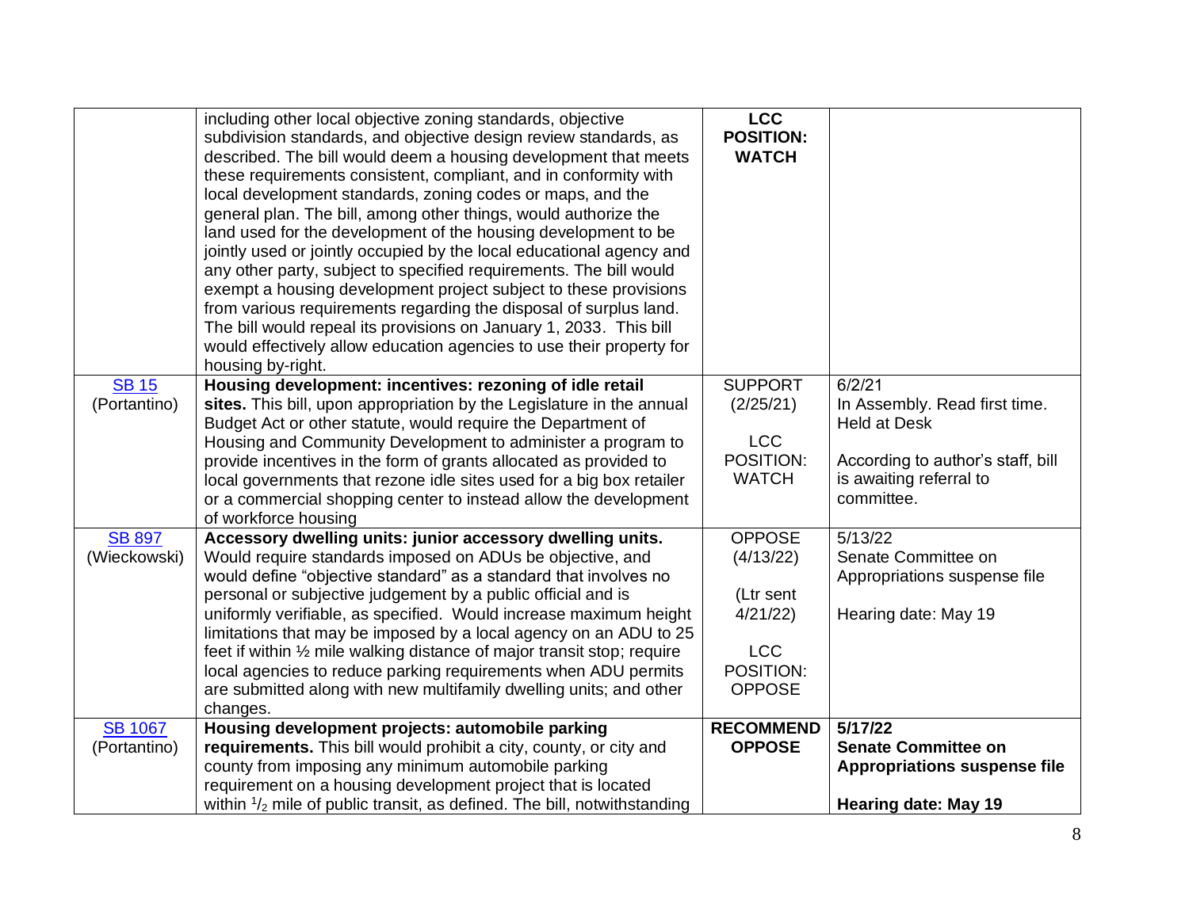| | | | |
|---|---|---|---|
| | including other local objective zoning standards, objective subdivision standards, and objective design review standards, as described. The bill would deem a housing development that meets these requirements consistent, compliant, and in conformity with local development standards, zoning codes or maps, and the general plan. The bill, among other things, would authorize the land used for the development of the housing development to be jointly used or jointly occupied by the local educational agency and any other party, subject to specified requirements. The bill would exempt a housing development project subject to these provisions from various requirements regarding the disposal of surplus land. The bill would repeal its provisions on January 1, 2033. This bill would effectively allow education agencies to use their property for housing by-right. | **LCC POSITION: WATCH** | |
| SB 15 (Portantino) | **Housing development: incentives: rezoning of idle retail sites.** This bill, upon appropriation by the Legislature in the annual Budget Act or other statute, would require the Department of Housing and Community Development to administer a program to provide incentives in the form of grants allocated as provided to local governments that rezone idle sites used for a big box retailer or a commercial shopping center to instead allow the development of workforce housing | SUPPORT (2/25/21)<br><br>LCC POSITION: WATCH | 6/2/21<br>In Assembly. Read first time. Held at Desk<br><br>According to author's staff, bill is awaiting referral to committee. |
| SB 897 (Wieckowski) | **Accessory dwelling units: junior accessory dwelling units.** Would require standards imposed on ADUs be objective, and would define "objective standard" as a standard that involves no personal or subjective judgement by a public official and is uniformly verifiable, as specified. Would increase maximum height limitations that may be imposed by a local agency on an ADU to 25 feet if within ½ mile walking distance of major transit stop; require local agencies to reduce parking requirements when ADU permits are submitted along with new multifamily dwelling units; and other changes. | OPPOSE (4/13/22)<br><br>(Ltr sent 4/21/22)<br><br>LCC POSITION: OPPOSE | 5/13/22<br>Senate Committee on Appropriations suspense file<br><br>Hearing date: May 19 |
| SB 1067 (Portantino) | **Housing development projects: automobile parking requirements.** This bill would prohibit a city, county, or city and county from imposing any minimum automobile parking requirement on a housing development project that is located within ½ mile of public transit, as defined. The bill, notwithstanding | **RECOMMEND OPPOSE** | **5/17/22**<br>**Senate Committee on Appropriations suspense file**<br><br>**Hearing date: May 19** |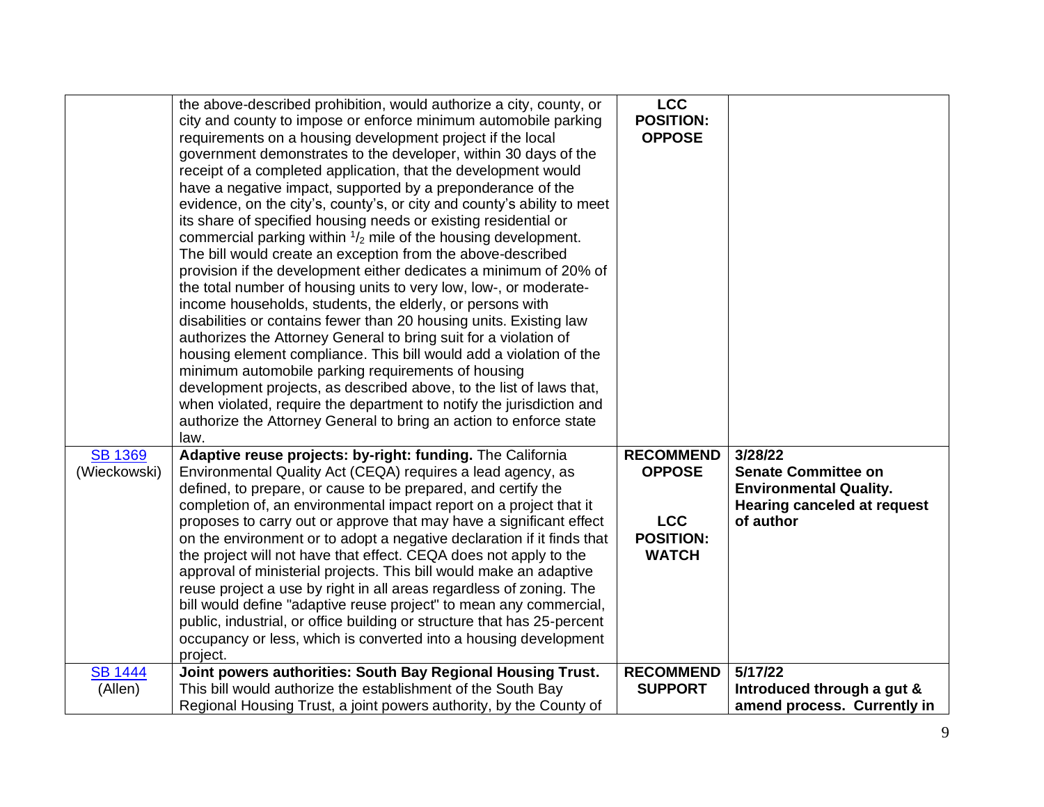| | | | |
|---|---|---|---|
| | the above-described prohibition, would authorize a city, county, or city and county to impose or enforce minimum automobile parking requirements on a housing development project if the local government demonstrates to the developer, within 30 days of the receipt of a completed application, that the development would have a negative impact, supported by a preponderance of the evidence, on the city's, county's, or city and county's ability to meet its share of specified housing needs or existing residential or commercial parking within $^{1}/_{2}$ mile of the housing development. The bill would create an exception from the above-described provision if the development either dedicates a minimum of 20% of the total number of housing units to very low, low-, or moderate-income households, students, the elderly, or persons with disabilities or contains fewer than 20 housing units. Existing law authorizes the Attorney General to bring suit for a violation of housing element compliance. This bill would add a violation of the minimum automobile parking requirements of housing development projects, as described above, to the list of laws that, when violated, require the department to notify the jurisdiction and authorize the Attorney General to bring an action to enforce state law. | **LCC POSITION: OPPOSE** | |
| SB 1369 (Wieckowski) | **Adaptive reuse projects: by-right: funding.** The California Environmental Quality Act (CEQA) requires a lead agency, as defined, to prepare, or cause to be prepared, and certify the completion of, an environmental impact report on a project that it proposes to carry out or approve that may have a significant effect on the environment or to adopt a negative declaration if it finds that the project will not have that effect. CEQA does not apply to the approval of ministerial projects. This bill would make an adaptive reuse project a use by right in all areas regardless of zoning. The bill would define "adaptive reuse project" to mean any commercial, public, industrial, or office building or structure that has 25-percent occupancy or less, which is converted into a housing development project. | **RECOMMEND OPPOSE**<br><br>**LCC POSITION: WATCH** | **3/28/22**<br>**Senate Committee on Environmental Quality. Hearing canceled at request of author** |
| SB 1444 (Allen) | **Joint powers authorities: South Bay Regional Housing Trust.** This bill would authorize the establishment of the South Bay Regional Housing Trust, a joint powers authority, by the County of | **RECOMMEND SUPPORT** | **5/17/22**<br>**Introduced through a gut & amend process. Currently in** |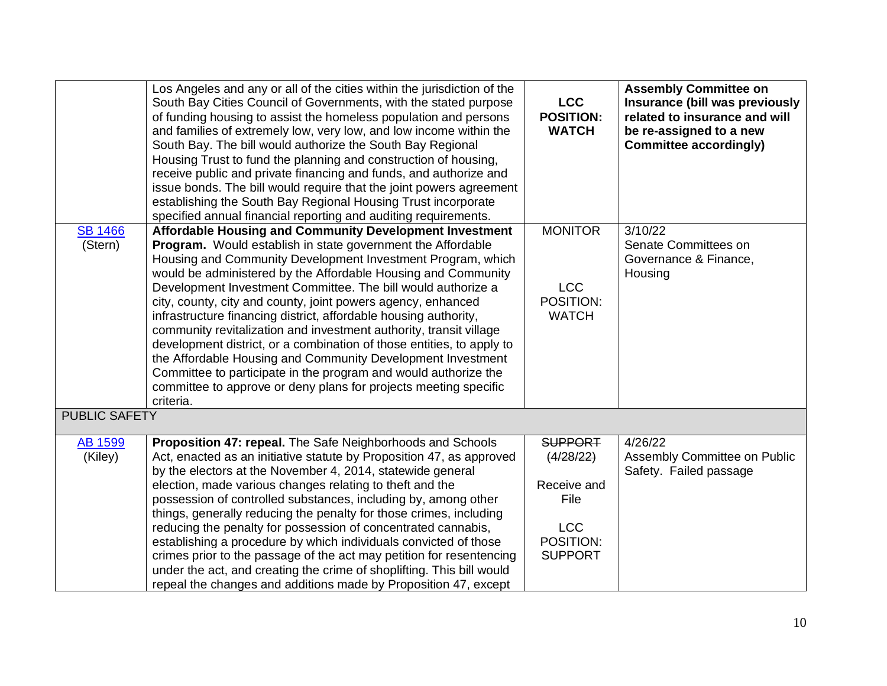| | | | |
|---|---|---|---|
| | Los Angeles and any or all of the cities within the jurisdiction of the South Bay Cities Council of Governments, with the stated purpose of funding housing to assist the homeless population and persons and families of extremely low, very low, and low income within the South Bay. The bill would authorize the South Bay Regional Housing Trust to fund the planning and construction of housing, receive public and private financing and funds, and authorize and issue bonds. The bill would require that the joint powers agreement establishing the South Bay Regional Housing Trust incorporate specified annual financial reporting and auditing requirements. | **LCC POSITION: WATCH** | **Assembly Committee on Insurance (bill was previously related to insurance and will be re-assigned to a new Committee accordingly)** |
| [SB 1466](SB 1466) (Stern) | **Affordable Housing and Community Development Investment Program.** Would establish in state government the Affordable Housing and Community Development Investment Program, which would be administered by the Affordable Housing and Community Development Investment Committee. The bill would authorize a city, county, city and county, joint powers agency, enhanced infrastructure financing district, affordable housing authority, community revitalization and investment authority, transit village development district, or a combination of those entities, to apply to the Affordable Housing and Community Development Investment Committee to participate in the program and would authorize the committee to approve or deny plans for projects meeting specific criteria. | MONITOR<br><br>LCC POSITION: WATCH | 3/10/22<br>Senate Committees on Governance & Finance, Housing |
| PUBLIC SAFETY | | | |
| [AB 1599](AB 1599) (Kiley) | **Proposition 47: repeal.** The Safe Neighborhoods and Schools Act, enacted as an initiative statute by Proposition 47, as approved by the electors at the November 4, 2014, statewide general election, made various changes relating to theft and the possession of controlled substances, including by, among other things, generally reducing the penalty for those crimes, including reducing the penalty for possession of concentrated cannabis, establishing a procedure by which individuals convicted of those crimes prior to the passage of the act may petition for resentencing under the act, and creating the crime of shoplifting. This bill would repeal the changes and additions made by Proposition 47, except | ~~SUPPORT (4/28/22)~~<br><br>Receive and File<br><br>LCC POSITION: SUPPORT | 4/26/22<br>Assembly Committee on Public Safety. Failed passage |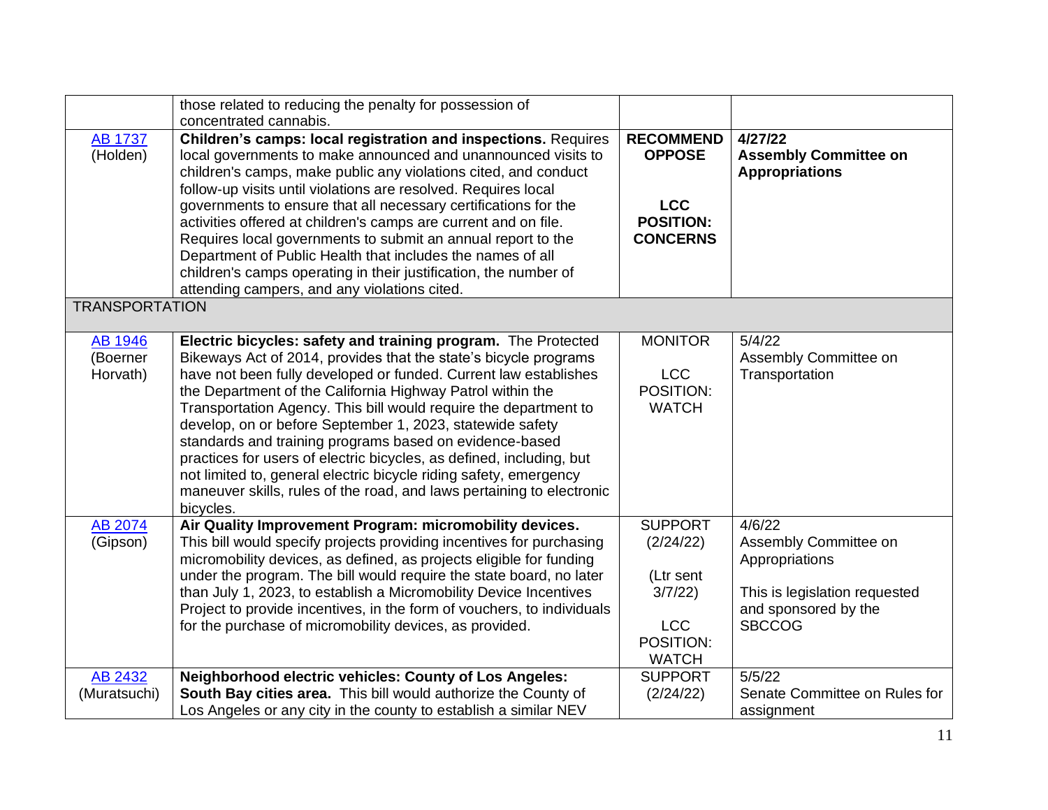| | | | |
|---|---|---|---|
| | those related to reducing the penalty for possession of concentrated cannabis. | | |
| [AB 1737](#) (Holden) | **Children's camps: local registration and inspections.** Requires local governments to make announced and unannounced visits to children's camps, make public any violations cited, and conduct follow-up visits until violations are resolved. Requires local governments to ensure that all necessary certifications for the activities offered at children's camps are current and on file. Requires local governments to submit an annual report to the Department of Public Health that includes the names of all children's camps operating in their justification, the number of attending campers, and any violations cited. | **RECOMMEND OPPOSE**<br><br>**LCC POSITION: CONCERNS** | **4/27/22**<br>**Assembly Committee on Appropriations** |
| TRANSPORTATION | | | |
| [AB 1946](#) (Boerner Horvath) | **Electric bicycles: safety and training program.** The Protected Bikeways Act of 2014, provides that the state's bicycle programs have not been fully developed or funded. Current law establishes the Department of the California Highway Patrol within the Transportation Agency. This bill would require the department to develop, on or before September 1, 2023, statewide safety standards and training programs based on evidence-based practices for users of electric bicycles, as defined, including, but not limited to, general electric bicycle riding safety, emergency maneuver skills, rules of the road, and laws pertaining to electronic bicycles. | MONITOR<br><br>LCC POSITION: WATCH | 5/4/22<br>Assembly Committee on Transportation |
| [AB 2074](#) (Gipson) | **Air Quality Improvement Program: micromobility devices.** This bill would specify projects providing incentives for purchasing micromobility devices, as defined, as projects eligible for funding under the program. The bill would require the state board, no later than July 1, 2023, to establish a Micromobility Device Incentives Project to provide incentives, in the form of vouchers, to individuals for the purchase of micromobility devices, as provided. | SUPPORT (2/24/22)<br><br>(Ltr sent 3/7/22)<br><br>LCC POSITION: WATCH | 4/6/22<br>Assembly Committee on Appropriations<br><br>This is legislation requested and sponsored by the SBCCOG |
| [AB 2432](#) (Muratsuchi) | **Neighborhood electric vehicles: County of Los Angeles: South Bay cities area.** This bill would authorize the County of Los Angeles or any city in the county to establish a similar NEV | SUPPORT (2/24/22) | 5/5/22<br>Senate Committee on Rules for assignment |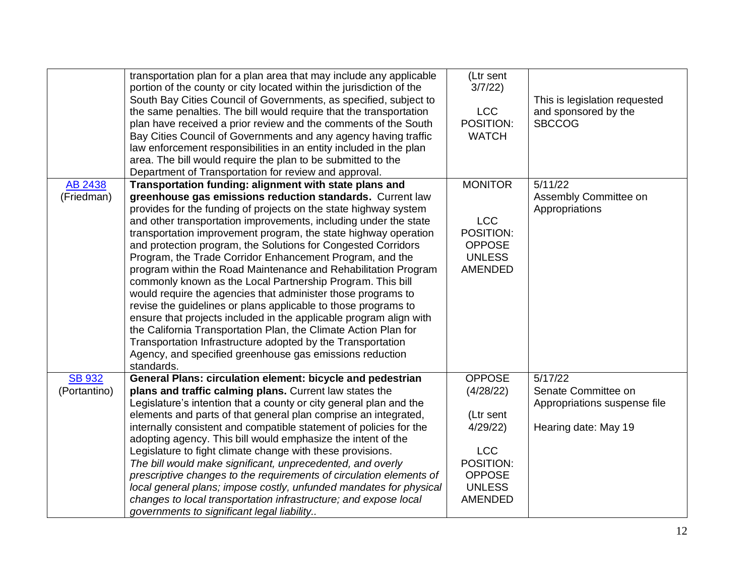| | | | |
|---|---|---|---|
| | transportation plan for a plan area that may include any applicable portion of the county or city located within the jurisdiction of the South Bay Cities Council of Governments, as specified, subject to the same penalties. The bill would require that the transportation plan have received a prior review and the comments of the South Bay Cities Council of Governments and any agency having traffic law enforcement responsibilities in an entity included in the plan area. The bill would require the plan to be submitted to the Department of Transportation for review and approval. | (Ltr sent 3/7/22)<br><br>LCC POSITION: WATCH | This is legislation requested and sponsored by the SBCCOG |
| AB 2438 (Friedman) | **Transportation funding: alignment with state plans and greenhouse gas emissions reduction standards.** Current law provides for the funding of projects on the state highway system and other transportation improvements, including under the state transportation improvement program, the state highway operation and protection program, the Solutions for Congested Corridors Program, the Trade Corridor Enhancement Program, and the program within the Road Maintenance and Rehabilitation Program commonly known as the Local Partnership Program. This bill would require the agencies that administer those programs to revise the guidelines or plans applicable to those programs to ensure that projects included in the applicable program align with the California Transportation Plan, the Climate Action Plan for Transportation Infrastructure adopted by the Transportation Agency, and specified greenhouse gas emissions reduction standards. | MONITOR<br><br>LCC POSITION: OPPOSE UNLESS AMENDED | 5/11/22<br>Assembly Committee on Appropriations |
| SB 932 (Portantino) | **General Plans: circulation element: bicycle and pedestrian plans and traffic calming plans.** Current law states the Legislature's intention that a county or city general plan and the elements and parts of that general plan comprise an integrated, internally consistent and compatible statement of policies for the adopting agency. This bill would emphasize the intent of the Legislature to fight climate change with these provisions.<br>*The bill would make significant, unprecedented, and overly prescriptive changes to the requirements of circulation elements of local general plans; impose costly, unfunded mandates for physical changes to local transportation infrastructure; and expose local governments to significant legal liability..* | OPPOSE (4/28/22)<br><br>(Ltr sent 4/29/22)<br><br>LCC POSITION: OPPOSE UNLESS AMENDED | 5/17/22<br>Senate Committee on Appropriations suspense file<br><br>Hearing date: May 19 |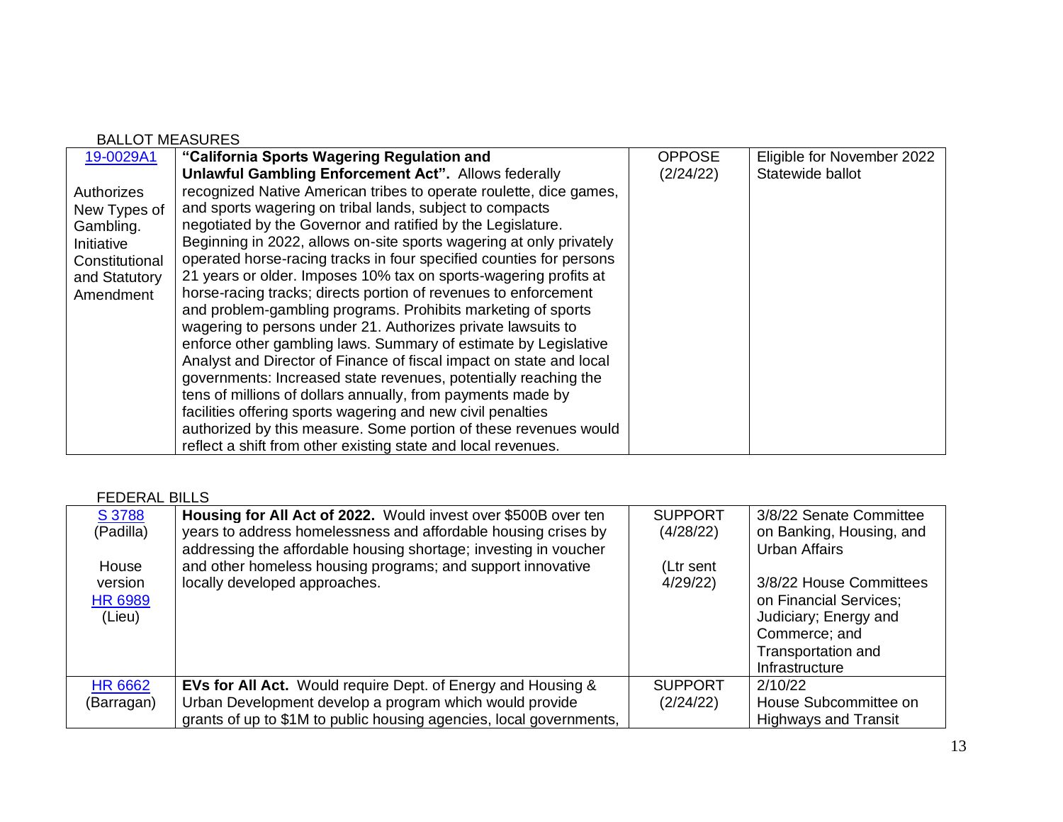BALLOT MEASURES

| | | | |
|---|---|---|---|
| [19-0029A1](#)<br><br>Authorizes New Types of Gambling. Initiative Constitutional and Statutory Amendment | **"California Sports Wagering Regulation and Unlawful Gambling Enforcement Act".** Allows federally recognized Native American tribes to operate roulette, dice games, and sports wagering on tribal lands, subject to compacts negotiated by the Governor and ratified by the Legislature. Beginning in 2022, allows on-site sports wagering at only privately operated horse-racing tracks in four specified counties for persons 21 years or older. Imposes 10% tax on sports-wagering profits at horse-racing tracks; directs portion of revenues to enforcement and problem-gambling programs. Prohibits marketing of sports wagering to persons under 21. Authorizes private lawsuits to enforce other gambling laws. Summary of estimate by Legislative Analyst and Director of Finance of fiscal impact on state and local governments: Increased state revenues, potentially reaching the tens of millions of dollars annually, from payments made by facilities offering sports wagering and new civil penalties authorized by this measure. Some portion of these revenues would reflect a shift from other existing state and local revenues. | OPPOSE (2/24/22) | Eligible for November 2022 Statewide ballot |

FEDERAL BILLS

| | | | |
|---|---|---|---|
| [S 3788](#)<br>(Padilla)<br><br>House version<br>[HR 6989](#)<br>(Lieu) | **Housing for All Act of 2022.** Would invest over $500B over ten years to address homelessness and affordable housing crises by addressing the affordable housing shortage; investing in voucher and other homeless housing programs; and support innovative locally developed approaches. | SUPPORT (4/28/22)<br><br>(Ltr sent 4/29/22) | 3/8/22 Senate Committee on Banking, Housing, and Urban Affairs<br><br>3/8/22 House Committees on Financial Services; Judiciary; Energy and Commerce; and Transportation and Infrastructure |
| [HR 6662](#)<br>(Barragan) | **EVs for All Act.** Would require Dept. of Energy and Housing & Urban Development develop a program which would provide grants of up to $1M to public housing agencies, local governments, | SUPPORT (2/24/22) | 2/10/22<br>House Subcommittee on Highways and Transit |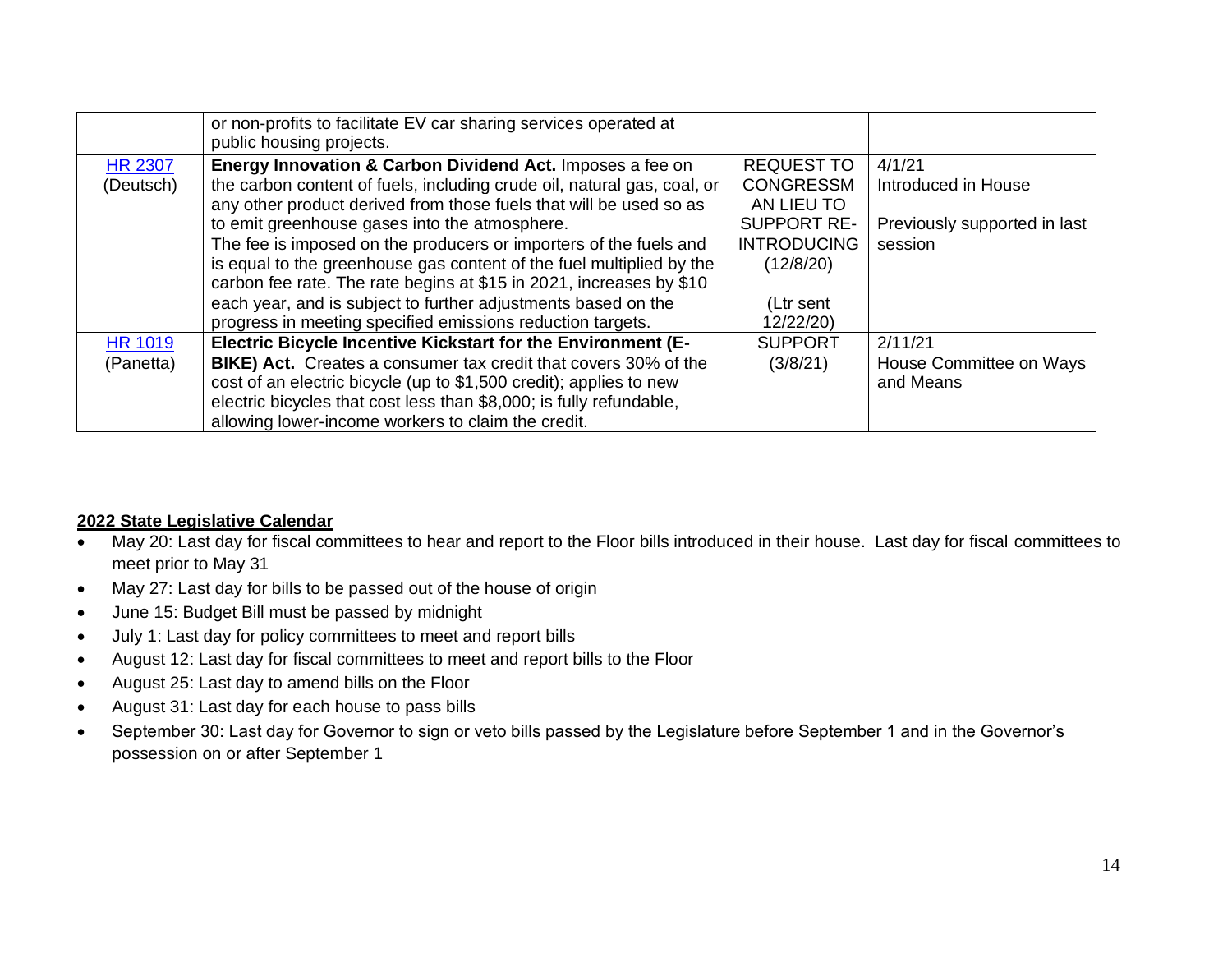| | | | |
|---|---|---|---|
| | or non-profits to facilitate EV car sharing services operated at public housing projects. | | |
| HR 2307 (Deutsch) | **Energy Innovation & Carbon Dividend Act.** Imposes a fee on the carbon content of fuels, including crude oil, natural gas, coal, or any other product derived from those fuels that will be used so as to emit greenhouse gases into the atmosphere. The fee is imposed on the producers or importers of the fuels and is equal to the greenhouse gas content of the fuel multiplied by the carbon fee rate. The rate begins at $15 in 2021, increases by $10 each year, and is subject to further adjustments based on the progress in meeting specified emissions reduction targets. | REQUEST TO CONGRESSMAN LIEU TO SUPPORT RE-INTRODUCING (12/8/20)<br><br>(Ltr sent 12/22/20) | 4/1/21<br>Introduced in House<br><br>Previously supported in last session |
| HR 1019 (Panetta) | **Electric Bicycle Incentive Kickstart for the Environment (E-BIKE) Act.** Creates a consumer tax credit that covers 30% of the cost of an electric bicycle (up to $1,500 credit); applies to new electric bicycles that cost less than $8,000; is fully refundable, allowing lower-income workers to claim the credit. | SUPPORT (3/8/21) | 2/11/21<br>House Committee on Ways and Means |

**2022 State Legislative Calendar**

- May 20: Last day for fiscal committees to hear and report to the Floor bills introduced in their house. Last day for fiscal committees to meet prior to May 31
- May 27: Last day for bills to be passed out of the house of origin
- June 15: Budget Bill must be passed by midnight
- July 1: Last day for policy committees to meet and report bills
- August 12: Last day for fiscal committees to meet and report bills to the Floor
- August 25: Last day to amend bills on the Floor
- August 31: Last day for each house to pass bills
- September 30: Last day for Governor to sign or veto bills passed by the Legislature before September 1 and in the Governor's possession on or after September 1